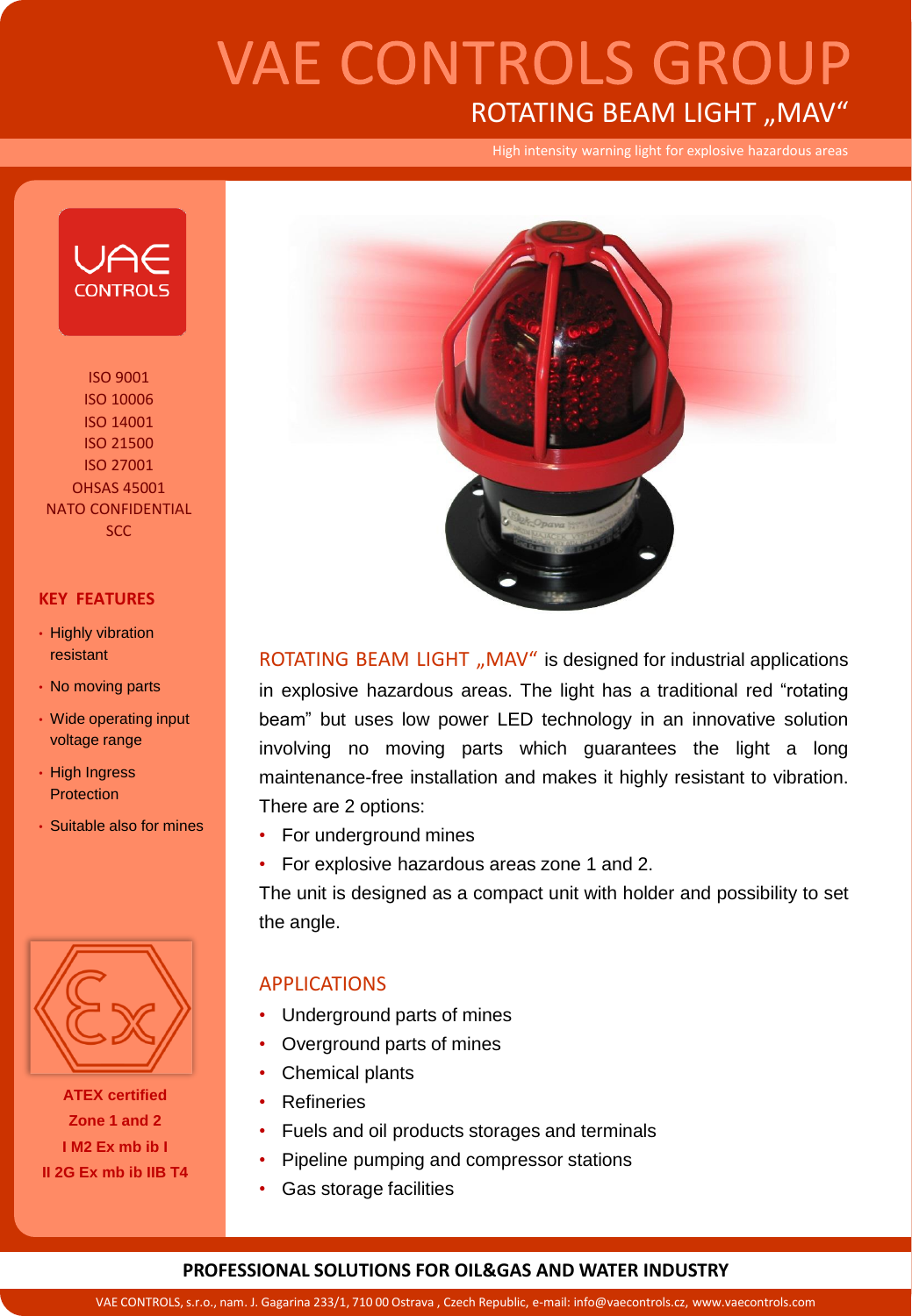# VAE CONTROLS GROUP

## ROTATING BEAM LIGHT „MAV“

High intensity warning light for explosive hazardous areas

VAE CONTROLS

ISO 9001
ISO 10006
ISO 14001
ISO 21500
ISO 27001
OHSAS 45001
NATO CONFIDENTIAL
SCC

### KEY FEATURES

- Highly vibration resistant
- No moving parts
- Wide operating input voltage range
- High Ingress Protection
- Suitable also for mines

**ATEX certified**
**Zone 1 and 2**
**I M2 Ex mb ib I**
**II 2G Ex mb ib IIB T4**

ROTATING BEAM LIGHT „MAV“ is designed for industrial applications in explosive hazardous areas. The light has a traditional red “rotating beam” but uses low power LED technology in an innovative solution involving no moving parts which guarantees the light a long maintenance-free installation and makes it highly resistant to vibration. There are 2 options:

- For underground mines
- For explosive hazardous areas zone 1 and 2.

The unit is designed as a compact unit with holder and possibility to set the angle.

### APPLICATIONS

- Underground parts of mines
- Overground parts of mines
- Chemical plants
- Refineries
- Fuels and oil products storages and terminals
- Pipeline pumping and compressor stations
- Gas storage facilities

**PROFESSIONAL SOLUTIONS FOR OIL&GAS AND WATER INDUSTRY**

VAE CONTROLS, s.r.o., nam. J. Gagarina 233/1, 710 00 Ostrava , Czech Republic, e-mail: info@vaecontrols.cz, www.vaecontrols.com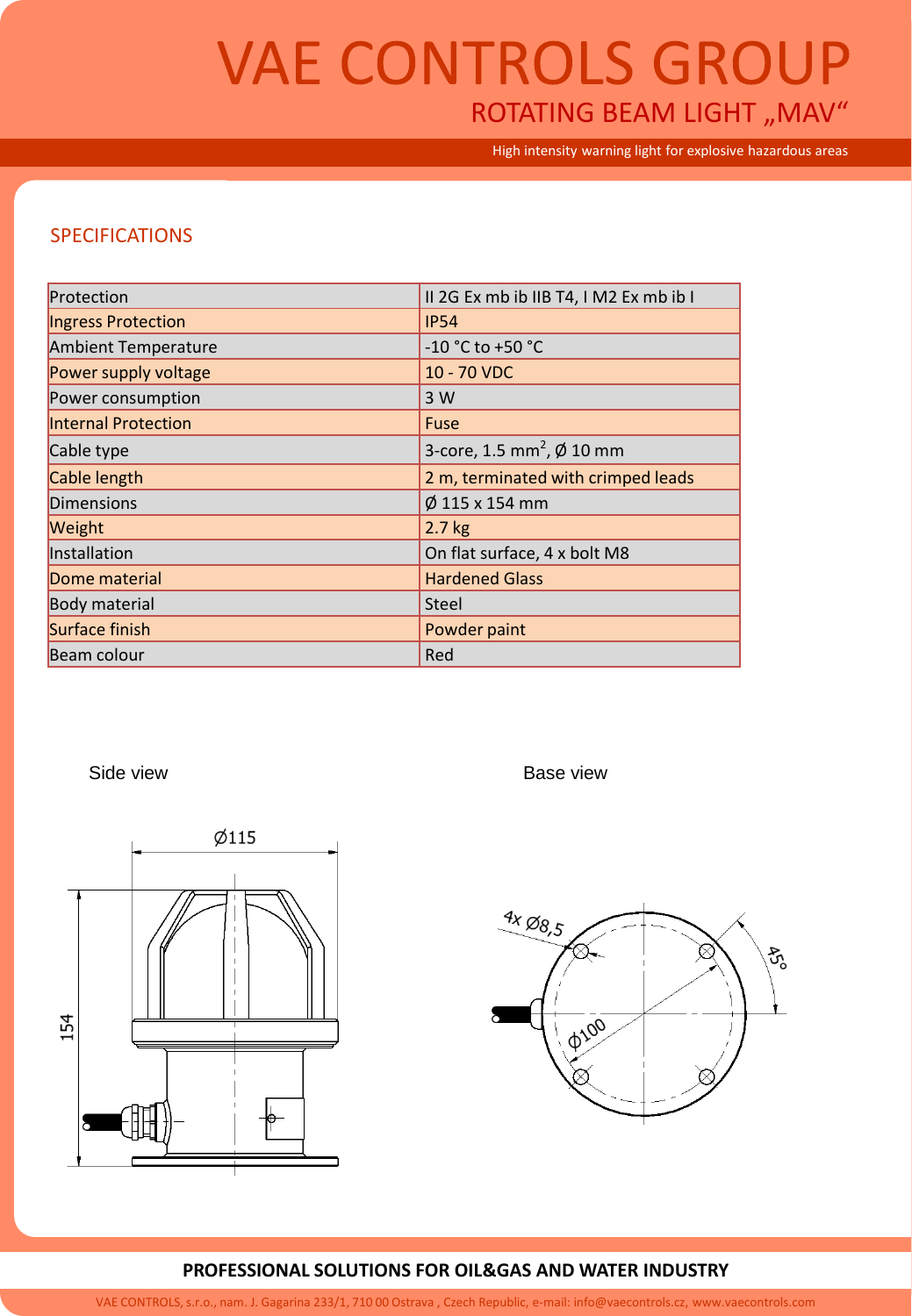# VAE CONTROLS GROUP

## ROTATING BEAM LIGHT „MAV“

High intensity warning light for explosive hazardous areas

### SPECIFICATIONS

| | |
|---|---|
| Protection | II 2G Ex mb ib IIB T4, I M2 Ex mb ib I |
| Ingress Protection | IP54 |
| Ambient Temperature | -10 °C to +50 °C |
| Power supply voltage | 10 - 70 VDC |
| Power consumption | 3 W |
| Internal Protection | Fuse |
| Cable type | 3-core, 1.5 mm$^2$, Ø 10 mm |
| Cable length | 2 m, terminated with crimped leads |
| Dimensions | Ø 115 x 154 mm |
| Weight | 2.7 kg |
| Installation | On flat surface, 4 x bolt M8 |
| Dome material | Hardened Glass |
| Body material | Steel |
| Surface finish | Powder paint |
| Beam colour | Red |

Side view

Ø115

154

Base view

4x Ø8,5

45°

Ø100

**PROFESSIONAL SOLUTIONS FOR OIL&GAS AND WATER INDUSTRY**

VAE CONTROLS, s.r.o., nam. J. Gagarina 233/1, 710 00 Ostrava , Czech Republic, e-mail: info@vaecontrols.cz, www.vaecontrols.com